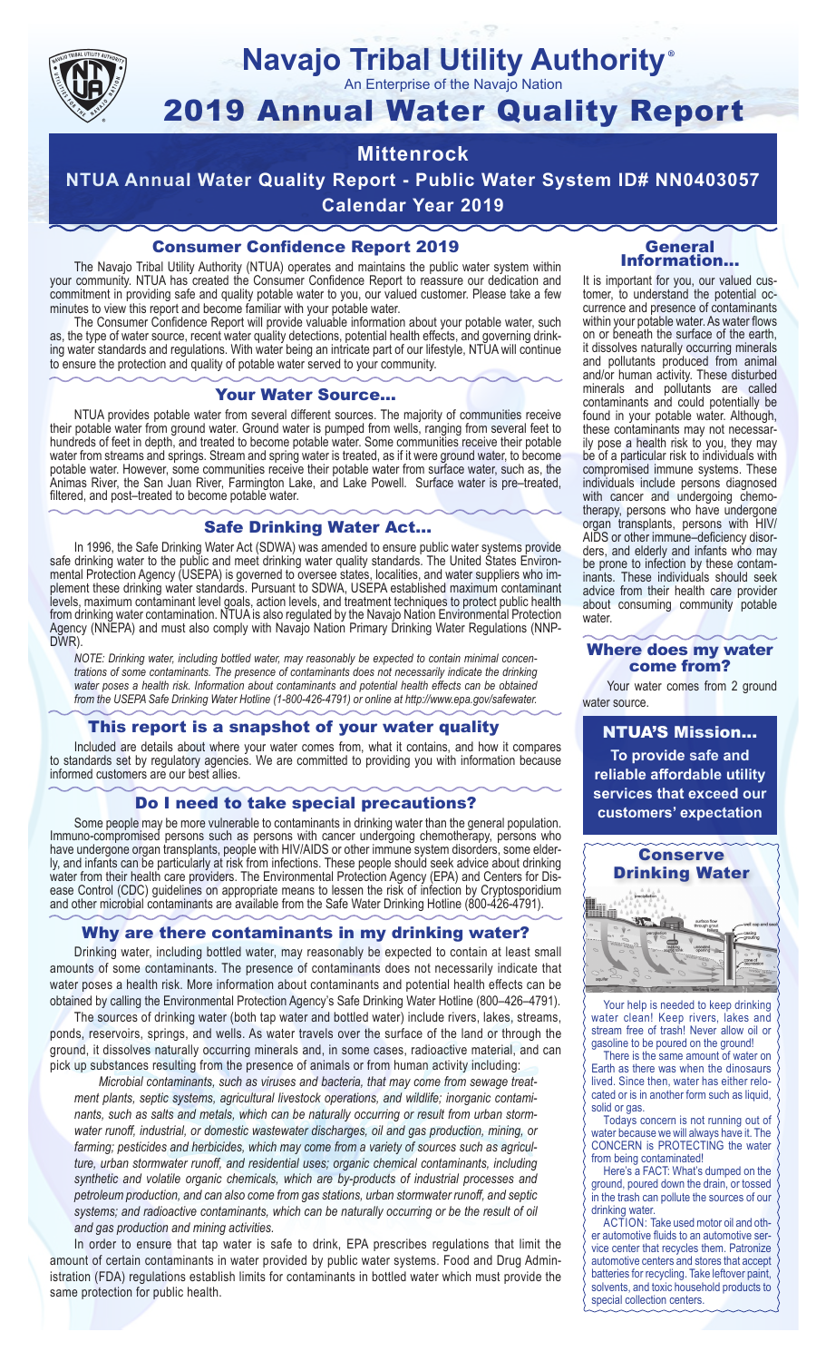# Navajo Tribal Utility Authority®

An Enterprise of the Navajo Nation

# 2019 Annual Water Quality Report

## Mittenrock

## NTUA Annual Water Quality Report - Public Water System ID# NN0403057

## Calendar Year 2019

### Consumer Confidence Report 2019

The Navajo Tribal Utility Authority (NTUA) operates and maintains the public water system within your community. NTUA has created the Consumer Confidence Report to reassure our dedication and commitment in providing safe and quality potable water to you, our valued customer. Please take a few minutes to view this report and become familiar with your potable water.

The Consumer Confidence Report will provide valuable information about your potable water, such as, the type of water source, recent water quality detections, potential health effects, and governing drinking water standards and regulations. With water being an intricate part of our lifestyle, NTUA will continue to ensure the protection and quality of potable water served to your community.

### Your Water Source...

NTUA provides potable water from several different sources. The majority of communities receive their potable water from ground water. Ground water is pumped from wells, ranging from several feet to hundreds of feet in depth, and treated to become potable water. Some communities receive their potable water from streams and springs. Stream and spring water is treated, as if it were ground water, to become potable water. However, some communities receive their potable water from surface water, such as, the Animas River, the San Juan River, Farmington Lake, and Lake Powell. Surface water is pre–treated, filtered, and post–treated to become potable water.

### Safe Drinking Water Act...

In 1996, the Safe Drinking Water Act (SDWA) was amended to ensure public water systems provide safe drinking water to the public and meet drinking water quality standards. The United States Environmental Protection Agency (USEPA) is governed to oversee states, localities, and water suppliers who implement these drinking water standards. Pursuant to SDWA, USEPA established maximum contaminant levels, maximum contaminant level goals, action levels, and treatment techniques to protect public health from drinking water contamination. NTUA is also regulated by the Navajo Nation Environmental Protection Agency (NNEPA) and must also comply with Navajo Nation Primary Drinking Water Regulations (NNPDWR).

*NOTE: Drinking water, including bottled water, may reasonably be expected to contain minimal concentrations of some contaminants. The presence of contaminants does not necessarily indicate the drinking water poses a health risk. Information about contaminants and potential health effects can be obtained from the USEPA Safe Drinking Water Hotline (1-800-426-4791) or online at http://www.epa.gov/safewater.*

### This report is a snapshot of your water quality

Included are details about where your water comes from, what it contains, and how it compares to standards set by regulatory agencies. We are committed to providing you with information because informed customers are our best allies.

### Do I need to take special precautions?

Some people may be more vulnerable to contaminants in drinking water than the general population. Immuno-compromised persons such as persons with cancer undergoing chemotherapy, persons who have undergone organ transplants, people with HIV/AIDS or other immune system disorders, some elderly, and infants can be particularly at risk from infections. These people should seek advice about drinking water from their health care providers. The Environmental Protection Agency (EPA) and Centers for Disease Control (CDC) guidelines on appropriate means to lessen the risk of infection by Cryptosporidium and other microbial contaminants are available from the Safe Water Drinking Hotline (800-426-4791).

### Why are there contaminants in my drinking water?

Drinking water, including bottled water, may reasonably be expected to contain at least small amounts of some contaminants. The presence of contaminants does not necessarily indicate that water poses a health risk. More information about contaminants and potential health effects can be obtained by calling the Environmental Protection Agency's Safe Drinking Water Hotline (800–426–4791).

The sources of drinking water (both tap water and bottled water) include rivers, lakes, streams, ponds, reservoirs, springs, and wells. As water travels over the surface of the land or through the ground, it dissolves naturally occurring minerals and, in some cases, radioactive material, and can pick up substances resulting from the presence of animals or from human activity including:

*Microbial contaminants, such as viruses and bacteria, that may come from sewage treatment plants, septic systems, agricultural livestock operations, and wildlife; inorganic contaminants, such as salts and metals, which can be naturally occurring or result from urban stormwater runoff, industrial, or domestic wastewater discharges, oil and gas production, mining, or farming; pesticides and herbicides, which may come from a variety of sources such as agriculture, urban stormwater runoff, and residential uses; organic chemical contaminants, including synthetic and volatile organic chemicals, which are by-products of industrial processes and petroleum production, and can also come from gas stations, urban stormwater runoff, and septic systems; and radioactive contaminants, which can be naturally occurring or be the result of oil and gas production and mining activities.*

In order to ensure that tap water is safe to drink, EPA prescribes regulations that limit the amount of certain contaminants in water provided by public water systems. Food and Drug Administration (FDA) regulations establish limits for contaminants in bottled water which must provide the same protection for public health.

### General Information...

It is important for you, our valued customer, to understand the potential occurrence and presence of contaminants within your potable water. As water flows on or beneath the surface of the earth, it dissolves naturally occurring minerals and pollutants produced from animal and/or human activity. These disturbed minerals and pollutants are called contaminants and could potentially be found in your potable water. Although, these contaminants may not necessarily pose a health risk to you, they may be of a particular risk to individuals with compromised immune systems. These individuals include persons diagnosed with cancer and undergoing chemotherapy, persons who have undergone organ transplants, persons with HIV/AIDS or other immune–deficiency disorders, and elderly and infants who may be prone to infection by these contaminants. These individuals should seek advice from their health care provider about consuming community potable water.

### Where does my water come from?

Your water comes from 2 ground water source.

### NTUA'S Mission...

**To provide safe and reliable affordable utility services that exceed our customers' expectation**

### Conserve Drinking Water

Your help is needed to keep drinking water clean! Keep rivers, lakes and stream free of trash! Never allow oil or gasoline to be poured on the ground!

There is the same amount of water on Earth as there was when the dinosaurs lived. Since then, water has either relocated or is in another form such as liquid, solid or gas.

Todays concern is not running out of water because we will always have it. The CONCERN is PROTECTING the water from being contaminated!

Here's a FACT: What's dumped on the ground, poured down the drain, or tossed in the trash can pollute the sources of our drinking water.

ACTION: Take used motor oil and other automotive fluids to an automotive service center that recycles them. Patronize automotive centers and stores that accept batteries for recycling. Take leftover paint, solvents, and toxic household products to special collection centers.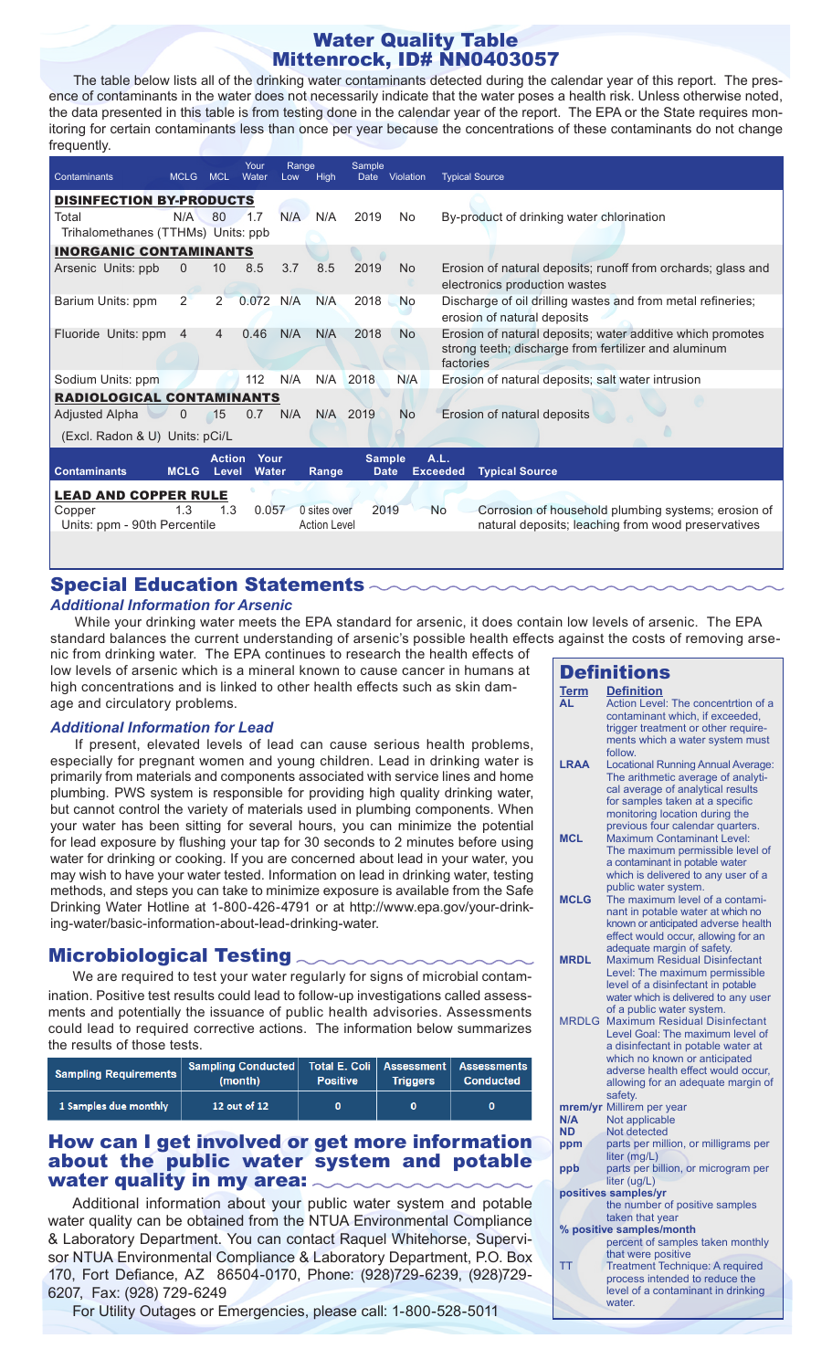# Water Quality Table
# Mittenrock, ID# NN0403057

The table below lists all of the drinking water contaminants detected during the calendar year of this report. The presence of contaminants in the water does not necessarily indicate that the water poses a health risk. Unless otherwise noted, the data presented in this table is from testing done in the calendar year of the report. The EPA or the State requires monitoring for certain contaminants less than once per year because the concentrations of these contaminants do not change frequently.

| Contaminants | MCLG | MCL | Your Water | Range Low | Range High | Sample Date | Violation | Typical Source |
|---|---|---|---|---|---|---|---|---|
| **DISINFECTION BY-PRODUCTS** | | | | | | | | |
| Total Trihalomethanes (TTHMs) Units: ppb | N/A | 80 | 1.7 | N/A | N/A | 2019 | No | By-product of drinking water chlorination |
| **INORGANIC CONTAMINANTS** | | | | | | | | |
| Arsenic Units: ppb | 0 | 10 | 8.5 | 3.7 | 8.5 | 2019 | No | Erosion of natural deposits; runoff from orchards; glass and electronics production wastes |
| Barium Units: ppm | 2 | 2 | 0.072 | N/A | N/A | 2018 | No | Discharge of oil drilling wastes and from metal refineries; erosion of natural deposits |
| Fluoride Units: ppm | 4 | 4 | 0.46 | N/A | N/A | 2018 | No | Erosion of natural deposits; water additive which promotes strong teeth; discharge from fertilizer and aluminum factories |
| Sodium Units: ppm | | | 112 | N/A | N/A | 2018 | N/A | Erosion of natural deposits; salt water intrusion |
| **RADIOLOGICAL CONTAMINANTS** | | | | | | | | |
| Adjusted Alpha (Excl. Radon & U) Units: pCi/L | 0 | 15 | 0.7 | N/A | N/A | 2019 | No | Erosion of natural deposits |

| Contaminants | MCLG | Action Level | Your Water | Range | Sample Date | A.L. Exceeded | Typical Source |
|---|---|---|---|---|---|---|---|
| **LEAD AND COPPER RULE** | | | | | | | |
| Copper Units: ppm - 90th Percentile | 1.3 | 1.3 | 0.057 | 0 sites over Action Level | 2019 | No | Corrosion of household plumbing systems; erosion of natural deposits; leaching from wood preservatives |

## Special Education Statements

### *Additional Information for Arsenic*

While your drinking water meets the EPA standard for arsenic, it does contain low levels of arsenic. The EPA standard balances the current understanding of arsenic's possible health effects against the costs of removing arsenic from drinking water. The EPA continues to research the health effects of low levels of arsenic which is a mineral known to cause cancer in humans at high concentrations and is linked to other health effects such as skin damage and circulatory problems.

### *Additional Information for Lead*

If present, elevated levels of lead can cause serious health problems, especially for pregnant women and young children. Lead in drinking water is primarily from materials and components associated with service lines and home plumbing. PWS system is responsible for providing high quality drinking water, but cannot control the variety of materials used in plumbing components. When your water has been sitting for several hours, you can minimize the potential for lead exposure by flushing your tap for 30 seconds to 2 minutes before using water for drinking or cooking. If you are concerned about lead in your water, you may wish to have your water tested. Information on lead in drinking water, testing methods, and steps you can take to minimize exposure is available from the Safe Drinking Water Hotline at 1-800-426-4791 or at http://www.epa.gov/your-drinking-water/basic-information-about-lead-drinking-water.

## Microbiological Testing

We are required to test your water regularly for signs of microbial contamination. Positive test results could lead to follow-up investigations called assessments and potentially the issuance of public health advisories. Assessments could lead to required corrective actions. The information below summarizes the results of those tests.

| Sampling Requirements | Sampling Conducted (month) | Total E. Coli Positive | Assessment Triggers | Assessments Conducted |
|---|---|---|---|---|
| 1 Samples due monthly | 12 out of 12 | 0 | 0 | 0 |

## How can I get involved or get more information about the public water system and potable water quality in my area:

Additional information about your public water system and potable water quality can be obtained from the NTUA Environmental Compliance & Laboratory Department. You can contact Raquel Whitehorse, Supervisor NTUA Environmental Compliance & Laboratory Department, P.O. Box 170, Fort Defiance, AZ 86504-0170, Phone: (928)729-6239, (928)729-6207, Fax: (928) 729-6249

For Utility Outages or Emergencies, please call: 1-800-528-5011

## Definitions

| Term | Definition |
|---|---|
| **AL** | Action Level: The concentrtion of a contaminant which, if exceeded, trigger treatment or other requirements which a water system must follow. |
| **LRAA** | Locational Running Annual Average: The arithmetic average of analytical results for samples taken at a specific monitoring location during the previous four calendar quarters. |
| **MCL** | Maximum Contaminant Level: The maximum permissible level of a contaminant in potable water which is delivered to any user of a public water system. |
| **MCLG** | The maximum level of a contaminant in potable water at which no known or anticipated adverse health effect would occur, allowing for an adequate margin of safety. |
| **MRDL** | Maximum Residual Disinfectant Level: The maximum permissible level of a disinfectant in potable water which is delivered to any user of a public water system. |
| **MRDLG** | Maximum Residual Disinfectant Level Goal: The maximum level of a disinfectant in potable water at which no known or anticipated adverse health effect would occur, allowing for an adequate margin of safety. |
| **mrem/yr** | Millirem per year |
| **N/A** | Not applicable |
| **ND** | Not detected |
| **ppm** | parts per million, or milligrams per liter (mg/L) |
| **ppb** | parts per billion, or microgram per liter (ug/L) |
| **positives samples/yr** | the number of positive samples taken that year |
| **% positive samples/month** | percent of samples taken monthly that were positive |
| **TT** | Treatment Technique: A required process intended to reduce the level of a contaminant in drinking water. |